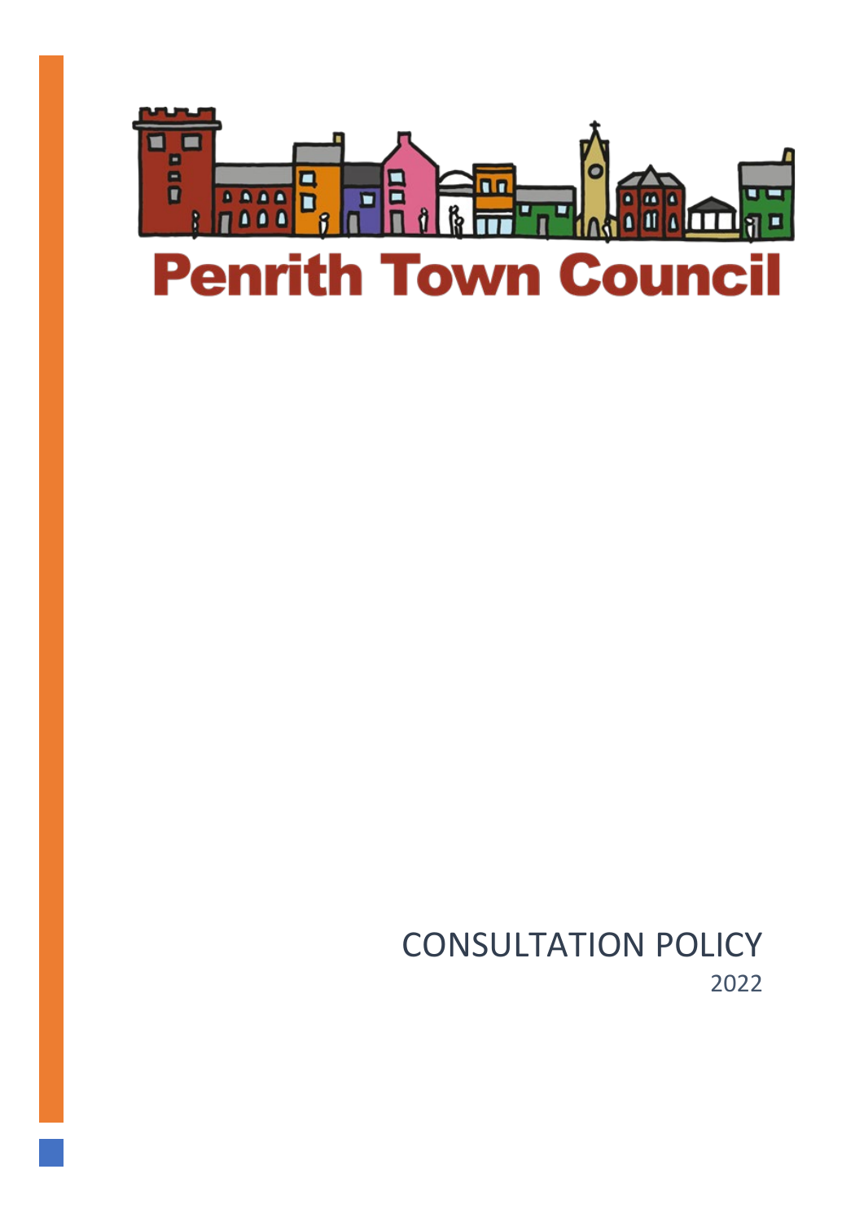Penrith Town Council

# CONSULTATION POLICY

2022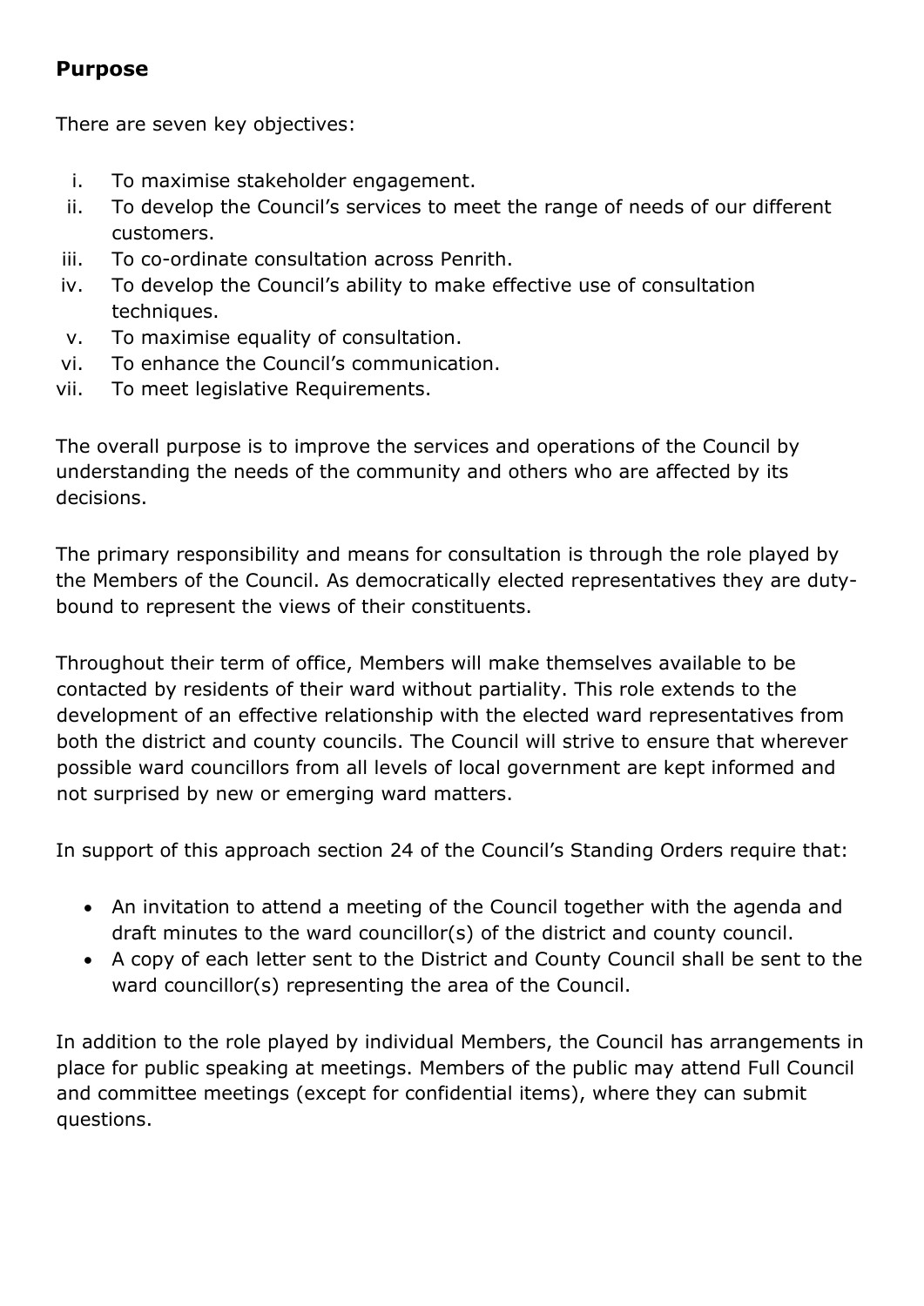## Purpose

There are seven key objectives:

i. To maximise stakeholder engagement.
ii. To develop the Council's services to meet the range of needs of our different customers.
iii. To co-ordinate consultation across Penrith.
iv. To develop the Council's ability to make effective use of consultation techniques.
v. To maximise equality of consultation.
vi. To enhance the Council's communication.
vii. To meet legislative Requirements.

The overall purpose is to improve the services and operations of the Council by understanding the needs of the community and others who are affected by its decisions.

The primary responsibility and means for consultation is through the role played by the Members of the Council. As democratically elected representatives they are duty-bound to represent the views of their constituents.

Throughout their term of office, Members will make themselves available to be contacted by residents of their ward without partiality. This role extends to the development of an effective relationship with the elected ward representatives from both the district and county councils. The Council will strive to ensure that wherever possible ward councillors from all levels of local government are kept informed and not surprised by new or emerging ward matters.

In support of this approach section 24 of the Council's Standing Orders require that:

- An invitation to attend a meeting of the Council together with the agenda and draft minutes to the ward councillor(s) of the district and county council.
- A copy of each letter sent to the District and County Council shall be sent to the ward councillor(s) representing the area of the Council.

In addition to the role played by individual Members, the Council has arrangements in place for public speaking at meetings. Members of the public may attend Full Council and committee meetings (except for confidential items), where they can submit questions.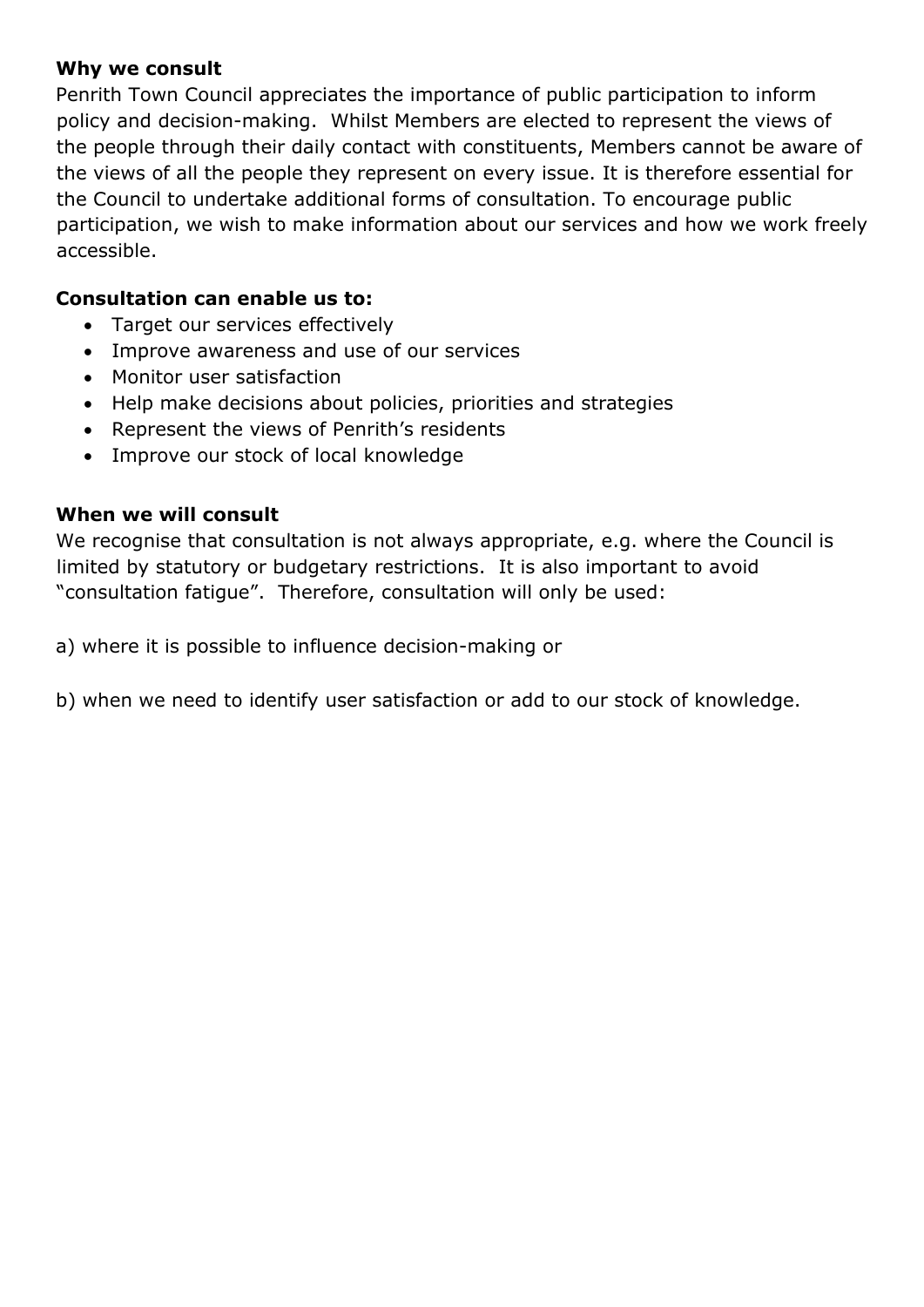**Why we consult**

Penrith Town Council appreciates the importance of public participation to inform policy and decision-making. Whilst Members are elected to represent the views of the people through their daily contact with constituents, Members cannot be aware of the views of all the people they represent on every issue. It is therefore essential for the Council to undertake additional forms of consultation. To encourage public participation, we wish to make information about our services and how we work freely accessible.

**Consultation can enable us to:**

- Target our services effectively
- Improve awareness and use of our services
- Monitor user satisfaction
- Help make decisions about policies, priorities and strategies
- Represent the views of Penrith's residents
- Improve our stock of local knowledge

**When we will consult**

We recognise that consultation is not always appropriate, e.g. where the Council is limited by statutory or budgetary restrictions. It is also important to avoid "consultation fatigue". Therefore, consultation will only be used:

a) where it is possible to influence decision-making or

b) when we need to identify user satisfaction or add to our stock of knowledge.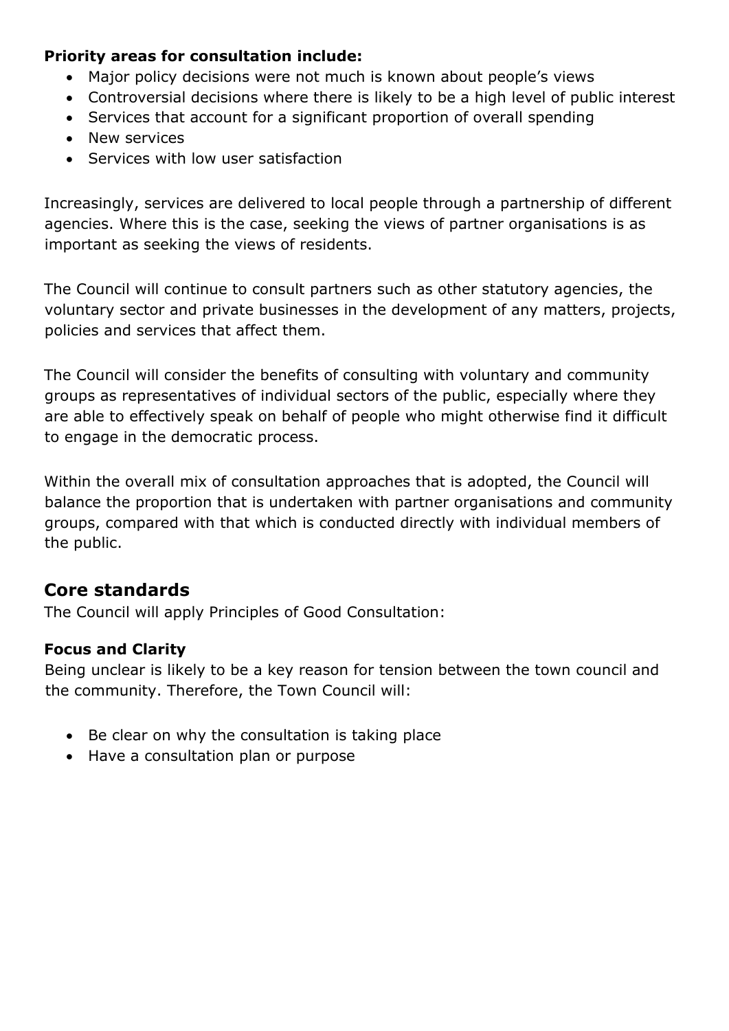**Priority areas for consultation include:**

- Major policy decisions were not much is known about people's views
- Controversial decisions where there is likely to be a high level of public interest
- Services that account for a significant proportion of overall spending
- New services
- Services with low user satisfaction

Increasingly, services are delivered to local people through a partnership of different agencies. Where this is the case, seeking the views of partner organisations is as important as seeking the views of residents.

The Council will continue to consult partners such as other statutory agencies, the voluntary sector and private businesses in the development of any matters, projects, policies and services that affect them.

The Council will consider the benefits of consulting with voluntary and community groups as representatives of individual sectors of the public, especially where they are able to effectively speak on behalf of people who might otherwise find it difficult to engage in the democratic process.

Within the overall mix of consultation approaches that is adopted, the Council will balance the proportion that is undertaken with partner organisations and community groups, compared with that which is conducted directly with individual members of the public.

## Core standards

The Council will apply Principles of Good Consultation:

### Focus and Clarity

Being unclear is likely to be a key reason for tension between the town council and the community. Therefore, the Town Council will:

- Be clear on why the consultation is taking place
- Have a consultation plan or purpose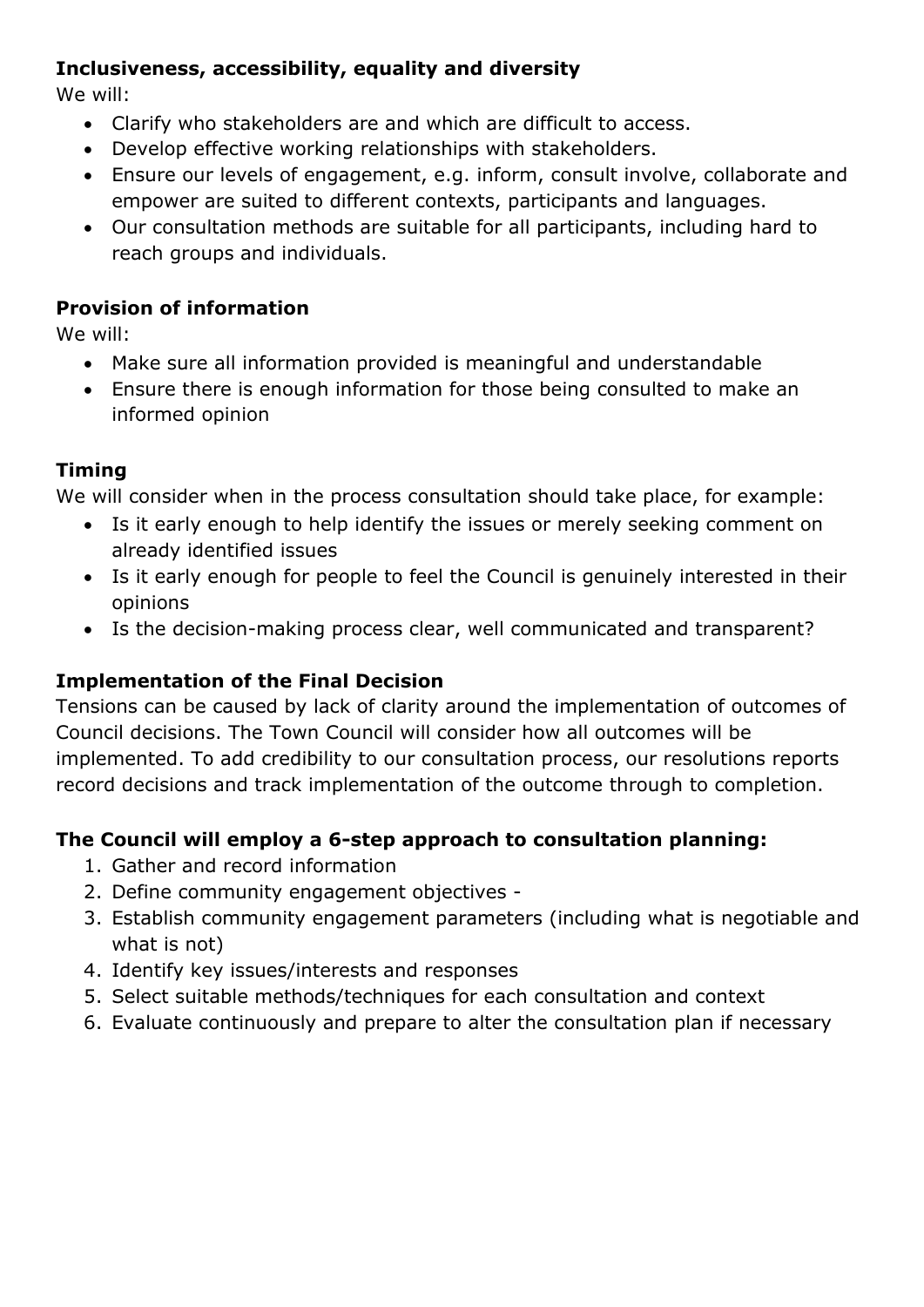**Inclusiveness, accessibility, equality and diversity**

We will:

- Clarify who stakeholders are and which are difficult to access.
- Develop effective working relationships with stakeholders.
- Ensure our levels of engagement, e.g. inform, consult involve, collaborate and empower are suited to different contexts, participants and languages.
- Our consultation methods are suitable for all participants, including hard to reach groups and individuals.

**Provision of information**

We will:

- Make sure all information provided is meaningful and understandable
- Ensure there is enough information for those being consulted to make an informed opinion

**Timing**

We will consider when in the process consultation should take place, for example:

- Is it early enough to help identify the issues or merely seeking comment on already identified issues
- Is it early enough for people to feel the Council is genuinely interested in their opinions
- Is the decision-making process clear, well communicated and transparent?

**Implementation of the Final Decision**

Tensions can be caused by lack of clarity around the implementation of outcomes of Council decisions. The Town Council will consider how all outcomes will be implemented. To add credibility to our consultation process, our resolutions reports record decisions and track implementation of the outcome through to completion.

**The Council will employ a 6-step approach to consultation planning:**

1. Gather and record information
2. Define community engagement objectives -
3. Establish community engagement parameters (including what is negotiable and what is not)
4. Identify key issues/interests and responses
5. Select suitable methods/techniques for each consultation and context
6. Evaluate continuously and prepare to alter the consultation plan if necessary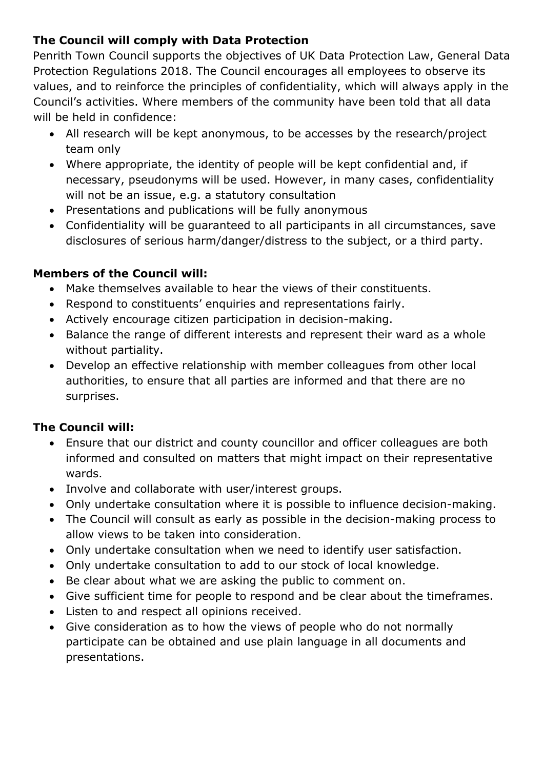**The Council will comply with Data Protection**

Penrith Town Council supports the objectives of UK Data Protection Law, General Data Protection Regulations 2018. The Council encourages all employees to observe its values, and to reinforce the principles of confidentiality, which will always apply in the Council's activities. Where members of the community have been told that all data will be held in confidence:

- All research will be kept anonymous, to be accesses by the research/project team only
- Where appropriate, the identity of people will be kept confidential and, if necessary, pseudonyms will be used. However, in many cases, confidentiality will not be an issue, e.g. a statutory consultation
- Presentations and publications will be fully anonymous
- Confidentiality will be guaranteed to all participants in all circumstances, save disclosures of serious harm/danger/distress to the subject, or a third party.

**Members of the Council will:**

- Make themselves available to hear the views of their constituents.
- Respond to constituents' enquiries and representations fairly.
- Actively encourage citizen participation in decision-making.
- Balance the range of different interests and represent their ward as a whole without partiality.
- Develop an effective relationship with member colleagues from other local authorities, to ensure that all parties are informed and that there are no surprises.

**The Council will:**

- Ensure that our district and county councillor and officer colleagues are both informed and consulted on matters that might impact on their representative wards.
- Involve and collaborate with user/interest groups.
- Only undertake consultation where it is possible to influence decision-making.
- The Council will consult as early as possible in the decision-making process to allow views to be taken into consideration.
- Only undertake consultation when we need to identify user satisfaction.
- Only undertake consultation to add to our stock of local knowledge.
- Be clear about what we are asking the public to comment on.
- Give sufficient time for people to respond and be clear about the timeframes.
- Listen to and respect all opinions received.
- Give consideration as to how the views of people who do not normally participate can be obtained and use plain language in all documents and presentations.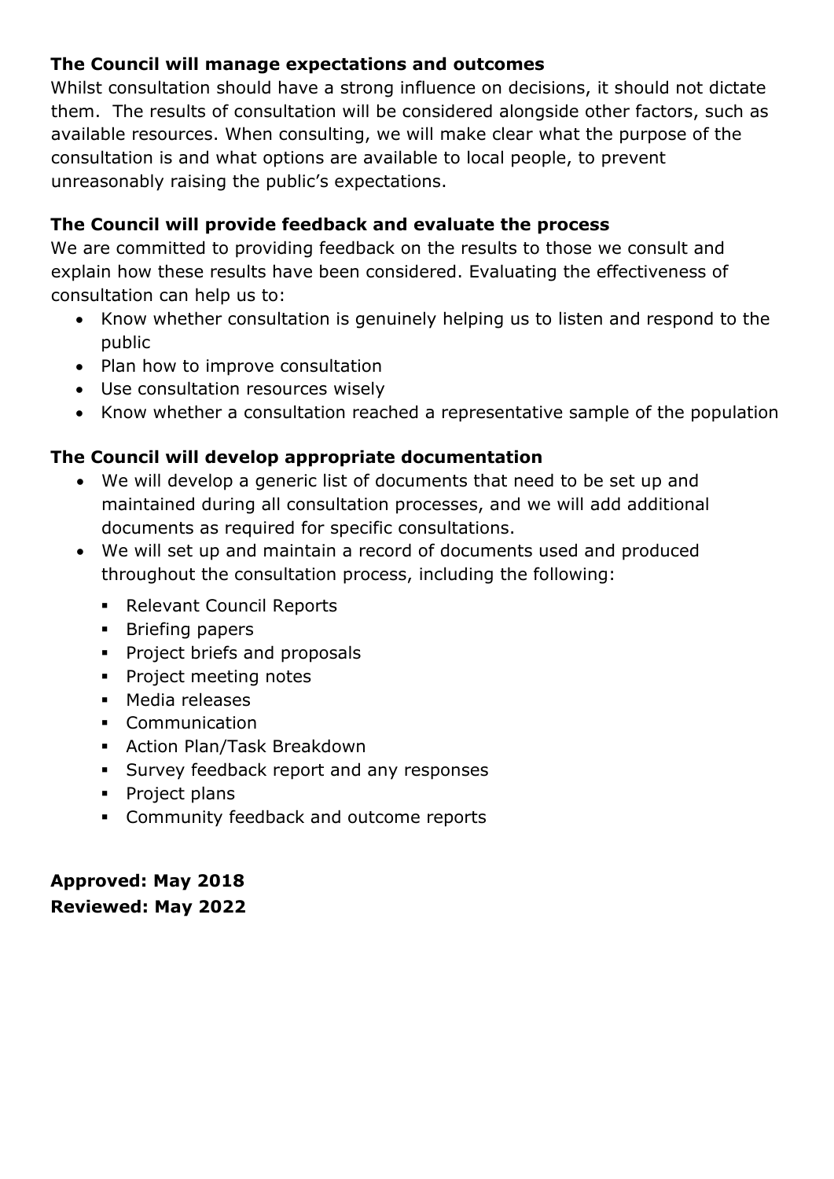**The Council will manage expectations and outcomes**

Whilst consultation should have a strong influence on decisions, it should not dictate them. The results of consultation will be considered alongside other factors, such as available resources. When consulting, we will make clear what the purpose of the consultation is and what options are available to local people, to prevent unreasonably raising the public's expectations.

**The Council will provide feedback and evaluate the process**

We are committed to providing feedback on the results to those we consult and explain how these results have been considered. Evaluating the effectiveness of consultation can help us to:

- Know whether consultation is genuinely helping us to listen and respond to the public
- Plan how to improve consultation
- Use consultation resources wisely
- Know whether a consultation reached a representative sample of the population

**The Council will develop appropriate documentation**

- We will develop a generic list of documents that need to be set up and maintained during all consultation processes, and we will add additional documents as required for specific consultations.
- We will set up and maintain a record of documents used and produced throughout the consultation process, including the following:
  - Relevant Council Reports
  - Briefing papers
  - Project briefs and proposals
  - Project meeting notes
  - Media releases
  - Communication
  - Action Plan/Task Breakdown
  - Survey feedback report and any responses
  - Project plans
  - Community feedback and outcome reports

**Approved: May 2018**
**Reviewed: May 2022**